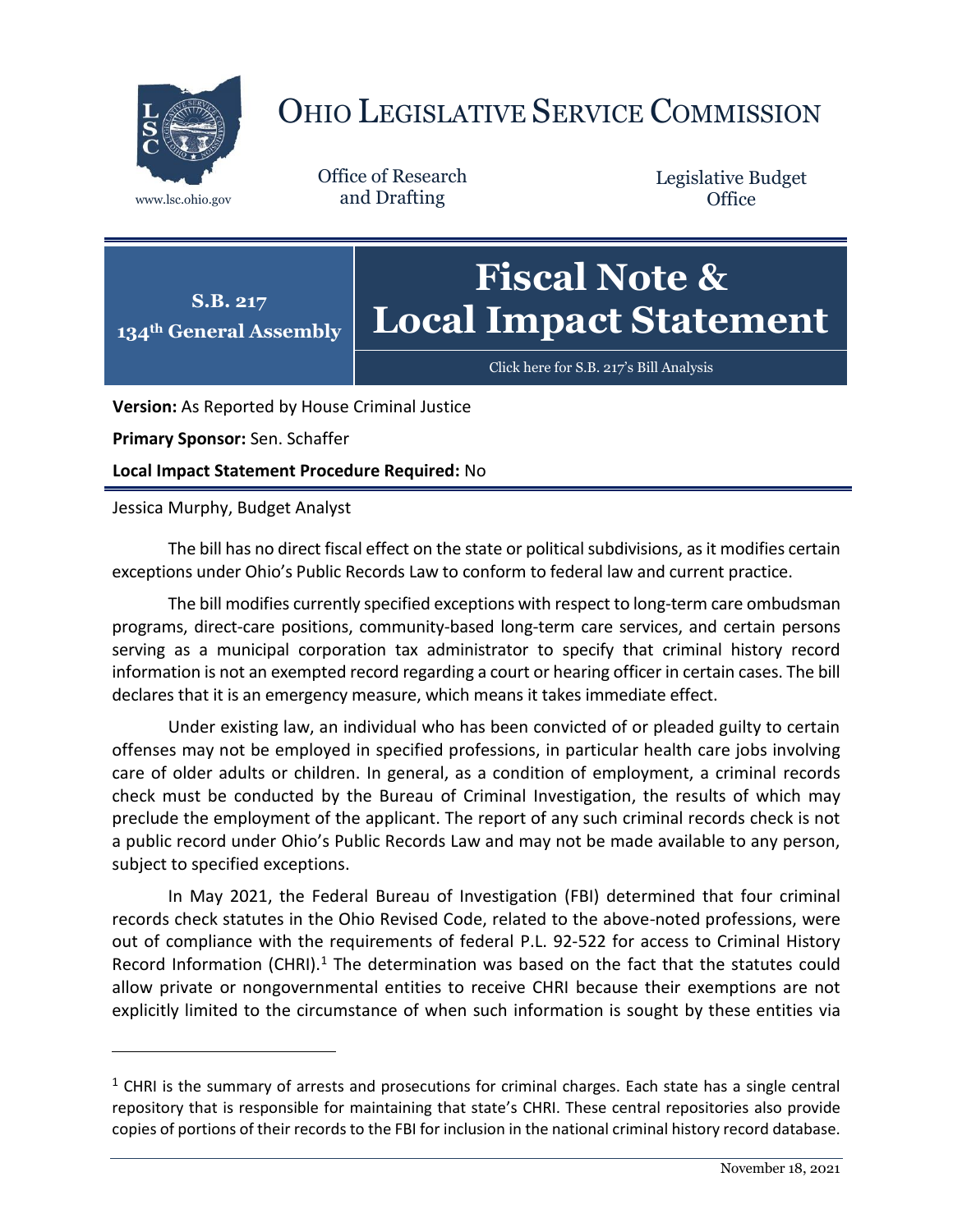# Ohio Legislative Service Commission

www.lsc.ohio.gov

Office of Research and Drafting

Legislative Budget Office

**S.B. 217**
**134th General Assembly**

# Fiscal Note & Local Impact Statement

Click here for S.B. 217's Bill Analysis

**Version:** As Reported by House Criminal Justice

**Primary Sponsor:** Sen. Schaffer

**Local Impact Statement Procedure Required:** No

Jessica Murphy, Budget Analyst

The bill has no direct fiscal effect on the state or political subdivisions, as it modifies certain exceptions under Ohio's Public Records Law to conform to federal law and current practice.

The bill modifies currently specified exceptions with respect to long-term care ombudsman programs, direct-care positions, community-based long-term care services, and certain persons serving as a municipal corporation tax administrator to specify that criminal history record information is not an exempted record regarding a court or hearing officer in certain cases. The bill declares that it is an emergency measure, which means it takes immediate effect.

Under existing law, an individual who has been convicted of or pleaded guilty to certain offenses may not be employed in specified professions, in particular health care jobs involving care of older adults or children. In general, as a condition of employment, a criminal records check must be conducted by the Bureau of Criminal Investigation, the results of which may preclude the employment of the applicant. The report of any such criminal records check is not a public record under Ohio's Public Records Law and may not be made available to any person, subject to specified exceptions.

In May 2021, the Federal Bureau of Investigation (FBI) determined that four criminal records check statutes in the Ohio Revised Code, related to the above-noted professions, were out of compliance with the requirements of federal P.L. 92-522 for access to Criminal History Record Information (CHRI).[1] The determination was based on the fact that the statutes could allow private or nongovernmental entities to receive CHRI because their exemptions are not explicitly limited to the circumstance of when such information is sought by these entities via

[1] CHRI is the summary of arrests and prosecutions for criminal charges. Each state has a single central repository that is responsible for maintaining that state's CHRI. These central repositories also provide copies of portions of their records to the FBI for inclusion in the national criminal history record database.

November 18, 2021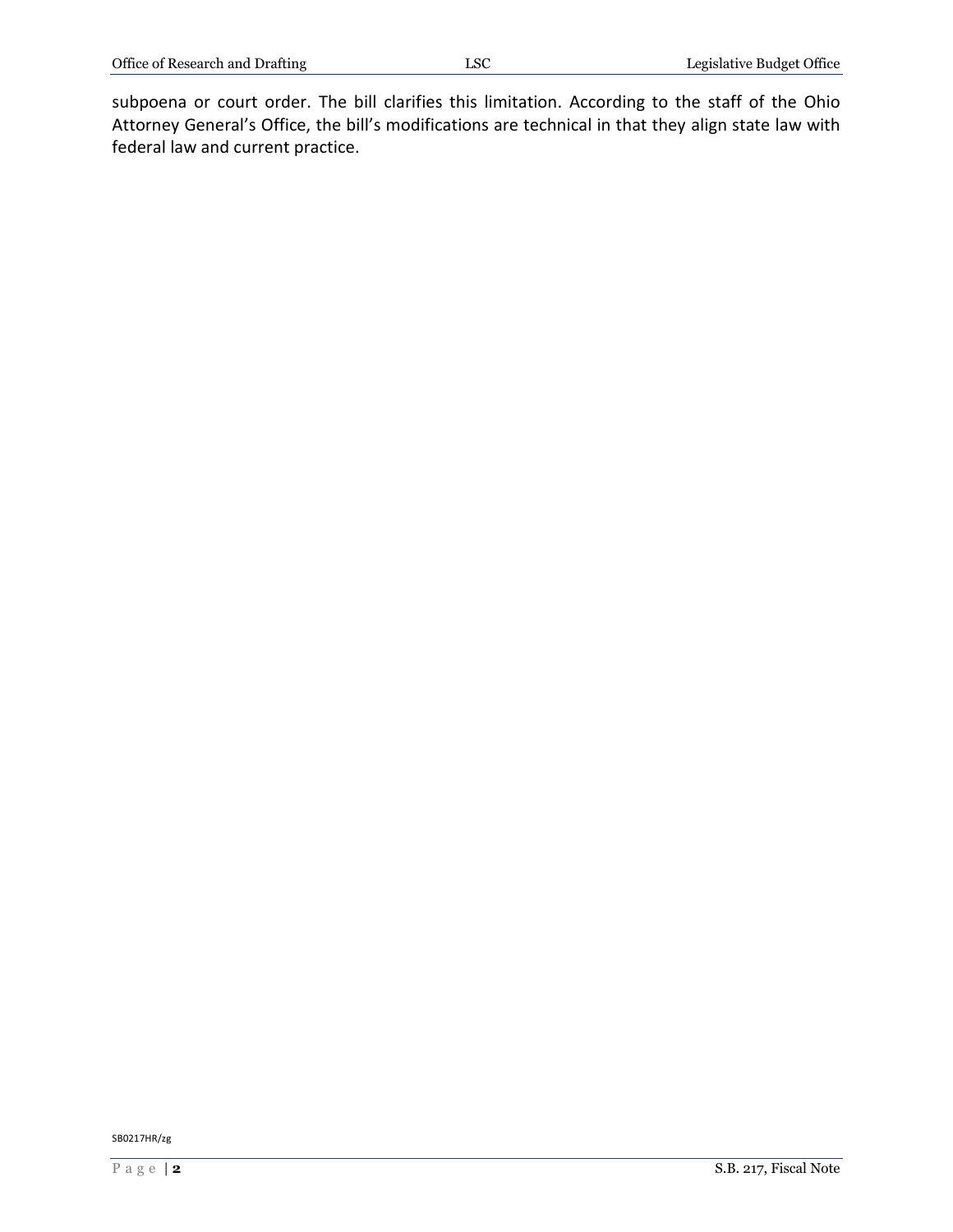subpoena or court order. The bill clarifies this limitation. According to the staff of the Ohio Attorney General's Office, the bill's modifications are technical in that they align state law with federal law and current practice.

SB0217HR/zg